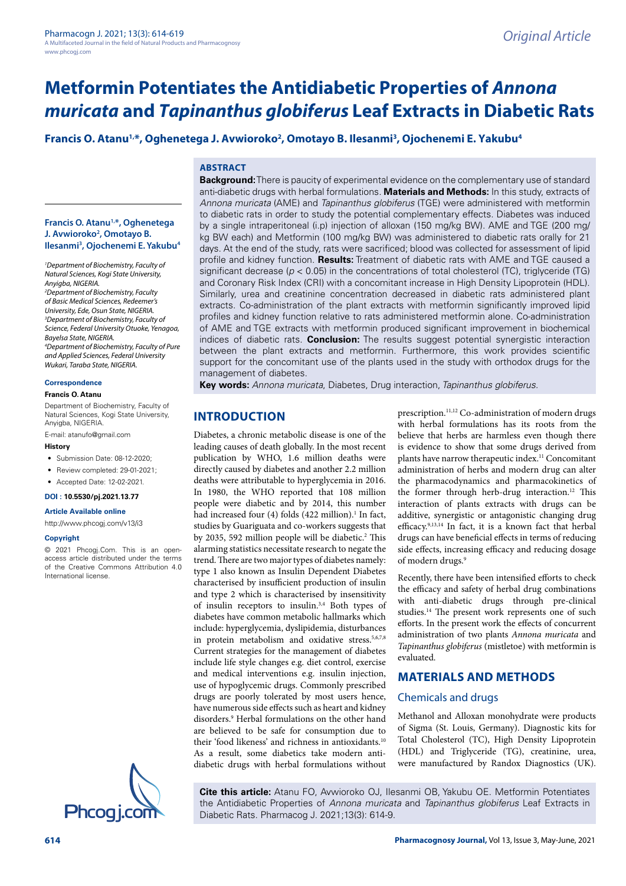# Metformin Potentiates the Antidiabetic Properties of *Annona muricata* and *Tapinanthus globiferus* Leaf Extracts in Diabetic Rats

**Francis O. Atanu[1,*], Oghenetega J. Avwioroko[2], Omotayo B. Ilesanmi[3], Ojochenemi E. Yakubu[4]**

## ABSTRACT

**Background:** There is paucity of experimental evidence on the complementary use of standard anti-diabetic drugs with herbal formulations. **Materials and Methods:** In this study, extracts of *Annona muricata* (AME) and *Tapinanthus globiferus* (TGE) were administered with metformin to diabetic rats in order to study the potential complementary effects. Diabetes was induced by a single intraperitoneal (i.p) injection of alloxan (150 mg/kg BW). AME and TGE (200 mg/kg BW each) and Metformin (100 mg/kg BW) was administered to diabetic rats orally for 21 days. At the end of the study, rats were sacrificed; blood was collected for assessment of lipid profile and kidney function. **Results:** Treatment of diabetic rats with AME and TGE caused a significant decrease ($p < 0.05$) in the concentrations of total cholesterol (TC), triglyceride (TG) and Coronary Risk Index (CRI) with a concomitant increase in High Density Lipoprotein (HDL). Similarly, urea and creatinine concentration decreased in diabetic rats administered plant extracts. Co-administration of the plant extracts with metformin significantly improved lipid profiles and kidney function relative to rats administered metformin alone. Co-administration of AME and TGE extracts with metformin produced significant improvement in biochemical indices of diabetic rats. **Conclusion:** The results suggest potential synergistic interaction between the plant extracts and metformin. Furthermore, this work provides scientific support for the concomitant use of the plants used in the study with orthodox drugs for the management of diabetes.

**Key words:** *Annona muricata*, Diabetes, Drug interaction, *Tapinanthus globiferus*.

**Francis O. Atanu[1,*], Oghenetega J. Avwioroko[2], Omotayo B. Ilesanmi[3], Ojochenemi E. Yakubu[4]**

[1]Department of Biochemistry, Faculty of Natural Sciences, Kogi State University, Anyigba, NIGERIA.
[2]Department of Biochemistry, Faculty of Basic Medical Sciences, Redeemer's University, Ede, Osun State, NIGERIA.
[3]Department of Biochemistry, Faculty of Science, Federal University Otuoke, Yenagoa, Bayelsa State, NIGERIA.
[4]Department of Biochemistry, Faculty of Pure and Applied Sciences, Federal University Wukari, Taraba State, NIGERIA.

**Correspondence**

**Francis O. Atanu**

Department of Biochemistry, Faculty of Natural Sciences, Kogi State University, Anyigba, NIGERIA.

E-mail: atanufo@gmail.com

**History**

- Submission Date: 08-12-2020;
- Review completed: 29-01-2021;
- Accepted Date: 12-02-2021.

**DOI : 10.5530/pj.2021.13.77**

**Article Available online**

http://www.phcogj.com/v13/i3

**Copyright**

© 2021 Phcogj.Com. This is an open-access article distributed under the terms of the Creative Commons Attribution 4.0 International license.

## INTRODUCTION

Diabetes, a chronic metabolic disease is one of the leading causes of death globally. In the most recent publication by WHO, 1.6 million deaths were directly caused by diabetes and another 2.2 million deaths were attributable to hyperglycemia in 2016. In 1980, the WHO reported that 108 million people were diabetic and by 2014, this number had increased four (4) folds (422 million).[1] In fact, studies by Guariguata and co-workers suggests that by 2035, 592 million people will be diabetic.[2] This alarming statistics necessitate research to negate the trend. There are two major types of diabetes namely: type 1 also known as Insulin Dependent Diabetes characterised by insufficient production of insulin and type 2 which is characterised by insensitivity of insulin receptors to insulin.[3,4] Both types of diabetes have common metabolic hallmarks which include: hyperglycemia, dyslipidemia, disturbances in protein metabolism and oxidative stress.[5,6,7,8] Current strategies for the management of diabetes include life style changes e.g. diet control, exercise and medical interventions e.g. insulin injection, use of hypoglycemic drugs. Commonly prescribed drugs are poorly tolerated by most users hence, have numerous side effects such as heart and kidney disorders.[9] Herbal formulations on the other hand are believed to be safe for consumption due to their 'food likeness' and richness in antioxidants.[10] As a result, some diabetics take modern anti-diabetic drugs with herbal formulations without prescription.[11,12] Co-administration of modern drugs with herbal formulations has its roots from the believe that herbs are harmless even though there is evidence to show that some drugs derived from plants have narrow therapeutic index.[11] Concomitant administration of herbs and modern drug can alter the pharmacodynamics and pharmacokinetics of the former through herb-drug interaction.[12] This interaction of plants extracts with drugs can be additive, synergistic or antagonistic changing drug efficacy.[9,13,14] In fact, it is a known fact that herbal drugs can have beneficial effects in terms of reducing side effects, increasing efficacy and reducing dosage of modern drugs.[9]

Recently, there have been intensified efforts to check the efficacy and safety of herbal drug combinations with anti-diabetic drugs through pre-clinical studies.[14] The present work represents one of such efforts. In the present work the effects of concurrent administration of two plants *Annona muricata* and *Tapinanthus globiferus* (mistletoe) with metformin is evaluated.

## MATERIALS AND METHODS

### Chemicals and drugs

Methanol and Alloxan monohydrate were products of Sigma (St. Louis, Germany). Diagnostic kits for Total Cholesterol (TC), High Density Lipoprotein (HDL) and Triglyceride (TG), creatinine, urea, were manufactured by Randox Diagnostics (UK).

**Cite this article:** Atanu FO, Avwioroko OJ, Ilesanmi OB, Yakubu OE. Metformin Potentiates the Antidiabetic Properties of *Annona muricata* and *Tapinanthus globiferus* Leaf Extracts in Diabetic Rats. Pharmacog J. 2021;13(3): 614-9.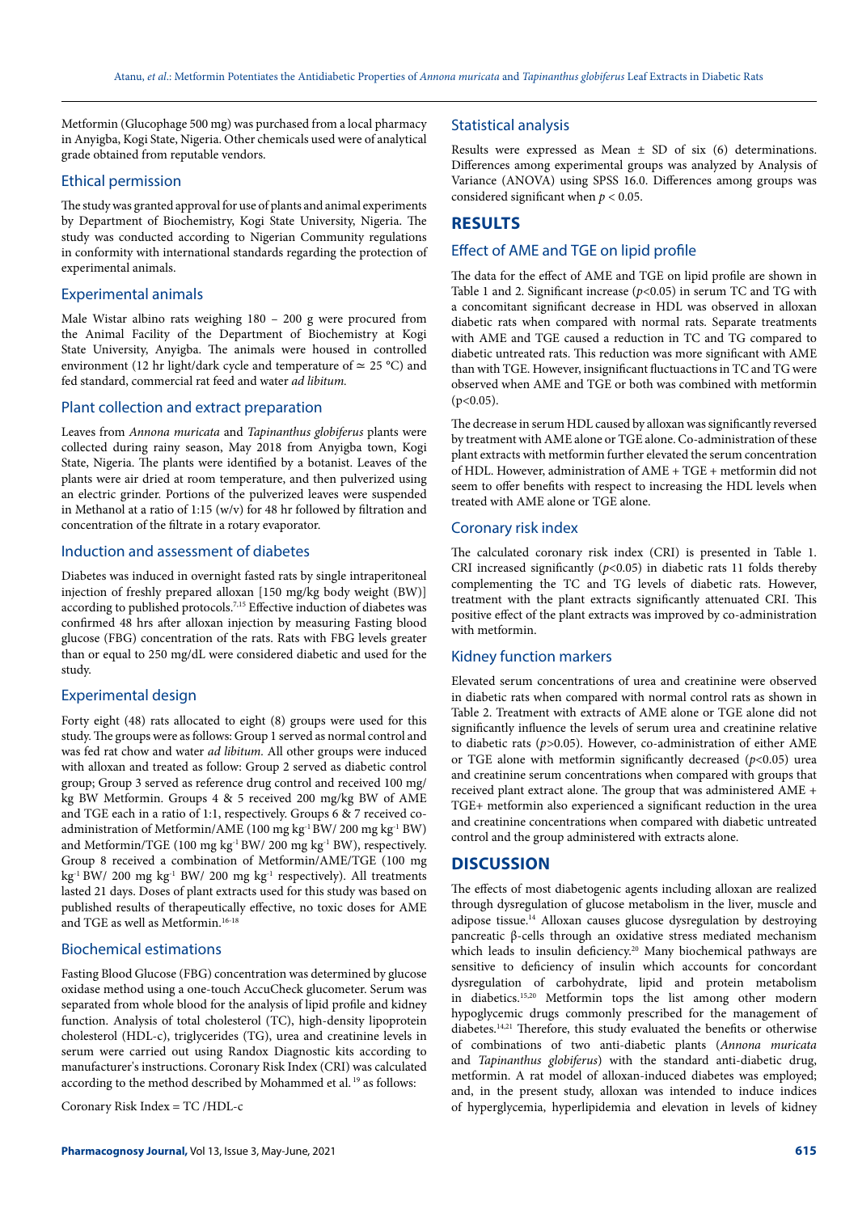Metformin (Glucophage 500 mg) was purchased from a local pharmacy in Anyigba, Kogi State, Nigeria. Other chemicals used were of analytical grade obtained from reputable vendors.

### Ethical permission

The study was granted approval for use of plants and animal experiments by Department of Biochemistry, Kogi State University, Nigeria. The study was conducted according to Nigerian Community regulations in conformity with international standards regarding the protection of experimental animals.

### Experimental animals

Male Wistar albino rats weighing 180 – 200 g were procured from the Animal Facility of the Department of Biochemistry at Kogi State University, Anyigba. The animals were housed in controlled environment (12 hr light/dark cycle and temperature of ≃ 25 °C) and fed standard, commercial rat feed and water *ad libitum.*

### Plant collection and extract preparation

Leaves from *Annona muricata* and *Tapinanthus globiferus* plants were collected during rainy season, May 2018 from Anyigba town, Kogi State, Nigeria. The plants were identified by a botanist. Leaves of the plants were air dried at room temperature, and then pulverized using an electric grinder. Portions of the pulverized leaves were suspended in Methanol at a ratio of 1:15 (w/v) for 48 hr followed by filtration and concentration of the filtrate in a rotary evaporator.

### Induction and assessment of diabetes

Diabetes was induced in overnight fasted rats by single intraperitoneal injection of freshly prepared alloxan [150 mg/kg body weight (BW)] according to published protocols.[7,15] Effective induction of diabetes was confirmed 48 hrs after alloxan injection by measuring Fasting blood glucose (FBG) concentration of the rats. Rats with FBG levels greater than or equal to 250 mg/dL were considered diabetic and used for the study.

### Experimental design

Forty eight (48) rats allocated to eight (8) groups were used for this study. The groups were as follows: Group 1 served as normal control and was fed rat chow and water *ad libitum.* All other groups were induced with alloxan and treated as follow: Group 2 served as diabetic control group; Group 3 served as reference drug control and received 100 mg/kg BW Metformin. Groups 4 & 5 received 200 mg/kg BW of AME and TGE each in a ratio of 1:1, respectively. Groups 6 & 7 received co-administration of Metformin/AME (100 mg $kg^{-1}$ BW/ 200 mg $kg^{-1}$ BW) and Metformin/TGE (100 mg $kg^{-1}$ BW/ 200 mg $kg^{-1}$ BW), respectively. Group 8 received a combination of Metformin/AME/TGE (100 mg $kg^{-1}$ BW/ 200 mg $kg^{-1}$ BW/ 200 mg $kg^{-1}$ respectively). All treatments lasted 21 days. Doses of plant extracts used for this study was based on published results of therapeutically effective, no toxic doses for AME and TGE as well as Metformin.[16-18]

### Biochemical estimations

Fasting Blood Glucose (FBG) concentration was determined by glucose oxidase method using a one-touch AccuCheck glucometer. Serum was separated from whole blood for the analysis of lipid profile and kidney function. Analysis of total cholesterol (TC), high-density lipoprotein cholesterol (HDL-c), triglycerides (TG), urea and creatinine levels in serum were carried out using Randox Diagnostic kits according to manufacturer's instructions. Coronary Risk Index (CRI) was calculated according to the method described by Mohammed et al.[19] as follows:

Coronary Risk Index = TC /HDL-c

### Statistical analysis

Results were expressed as Mean ± SD of six (6) determinations. Differences among experimental groups was analyzed by Analysis of Variance (ANOVA) using SPSS 16.0. Differences among groups was considered significant when $p < 0.05$.

## RESULTS

### Effect of AME and TGE on lipid profile

The data for the effect of AME and TGE on lipid profile are shown in Table 1 and 2. Significant increase ($p<0.05$) in serum TC and TG with a concomitant significant decrease in HDL was observed in alloxan diabetic rats when compared with normal rats. Separate treatments with AME and TGE caused a reduction in TC and TG compared to diabetic untreated rats. This reduction was more significant with AME than with TGE. However, insignificant fluctuations in TC and TG were observed when AME and TGE or both was combined with metformin ($p<0.05$).

The decrease in serum HDL caused by alloxan was significantly reversed by treatment with AME alone or TGE alone. Co-administration of these plant extracts with metformin further elevated the serum concentration of HDL. However, administration of AME + TGE + metformin did not seem to offer benefits with respect to increasing the HDL levels when treated with AME alone or TGE alone.

### Coronary risk index

The calculated coronary risk index (CRI) is presented in Table 1. CRI increased significantly ($p<0.05$) in diabetic rats 11 folds thereby complementing the TC and TG levels of diabetic rats. However, treatment with the plant extracts significantly attenuated CRI. This positive effect of the plant extracts was improved by co-administration with metformin.

### Kidney function markers

Elevated serum concentrations of urea and creatinine were observed in diabetic rats when compared with normal control rats as shown in Table 2. Treatment with extracts of AME alone or TGE alone did not significantly influence the levels of serum urea and creatinine relative to diabetic rats ($p>0.05$). However, co-administration of either AME or TGE alone with metformin significantly decreased ($p<0.05$) urea and creatinine serum concentrations when compared with groups that received plant extract alone. The group that was administered AME + TGE+ metformin also experienced a significant reduction in the urea and creatinine concentrations when compared with diabetic untreated control and the group administered with extracts alone.

## DISCUSSION

The effects of most diabetogenic agents including alloxan are realized through dysregulation of glucose metabolism in the liver, muscle and adipose tissue.[14] Alloxan causes glucose dysregulation by destroying pancreatic β-cells through an oxidative stress mediated mechanism which leads to insulin deficiency.[20] Many biochemical pathways are sensitive to deficiency of insulin which accounts for concordant dysregulation of carbohydrate, lipid and protein metabolism in diabetics.[15,20] Metformin tops the list among other modern hypoglycemic drugs commonly prescribed for the management of diabetes.[14,21] Therefore, this study evaluated the benefits or otherwise of combinations of two anti-diabetic plants (*Annona muricata* and *Tapinanthus globiferus*) with the standard anti-diabetic drug, metformin. A rat model of alloxan-induced diabetes was employed; and, in the present study, alloxan was intended to induce indices of hyperglycemia, hyperlipidemia and elevation in levels of kidney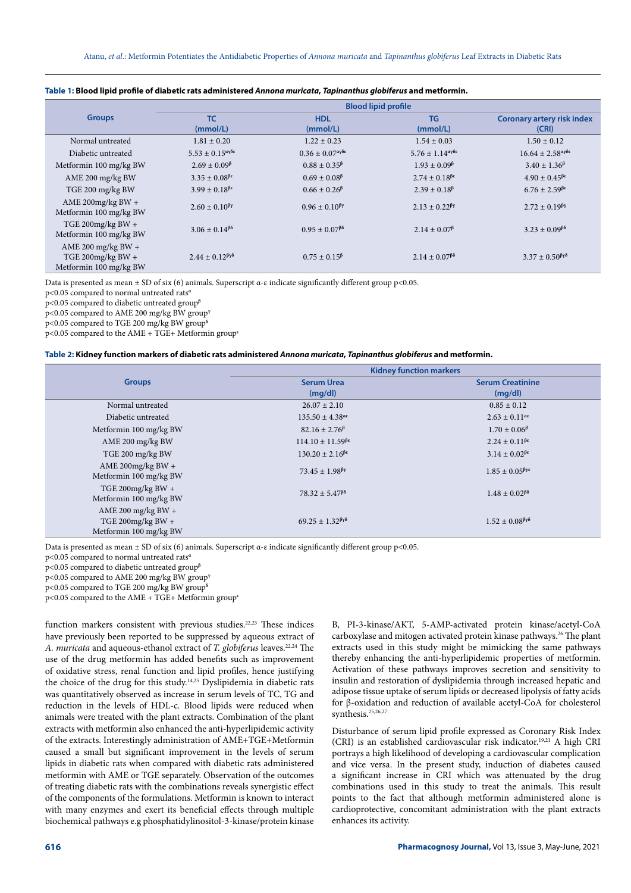**Table 1: Blood lipid profile of diabetic rats administered *Annona muricata*, *Tapinanthus globiferus* and metformin.**

| Groups | Blood lipid profile | | | |
|---|---|---|---|---|
| | TC (mmol/L) | HDL (mmol/L) | TG (mmol/L) | Coronary artery risk index (CRI) |
| Normal untreated | 1.81 ± 0.20 | 1.22 ± 0.23 | 1.54 ± 0.03 | 1.50 ± 0.12 |
| Diabetic untreated | 5.53 ± 0.15$^{αγδε}$ | 0.36 ± 0.07$^{αγδε}$ | 5.76 ± 1.14$^{αγδε}$ | 16.64 ± 2.58$^{αγδε}$ |
| Metformin 100 mg/kg BW | 2.69 ± 0.09$^{β}$ | 0.88 ± 0.35$^{β}$ | 1.93 ± 0.09$^{β}$ | 3.40 ± 1.36$^{β}$ |
| AME 200 mg/kg BW | 3.35 ± 0.08$^{βε}$ | 0.69 ± 0.08$^{β}$ | 2.74 ± 0.18$^{βε}$ | 4.90 ± 0.45$^{βε}$ |
| TGE 200 mg/kg BW | 3.99 ± 0.18$^{βε}$ | 0.66 ± 0.26$^{β}$ | 2.39 ± 0.18$^{β}$ | 6.76 ± 2.59$^{βε}$ |
| AME 200mg/kg BW + Metformin 100 mg/kg BW | 2.60 ± 0.10$^{βγ}$ | 0.96 ± 0.10$^{βγ}$ | 2.13 ± 0.22$^{βγ}$ | 2.72 ± 0.19$^{βγ}$ |
| TGE 200mg/kg BW + Metformin 100 mg/kg BW | 3.06 ± 0.14$^{βδ}$ | 0.95 ± 0.07$^{βδ}$ | 2.14 ± 0.07$^{β}$ | 3.23 ± 0.09$^{βδ}$ |
| AME 200 mg/kg BW + TGE 200mg/kg BW + Metformin 100 mg/kg BW | 2.44 ± 0.12$^{βγδ}$ | 0.75 ± 0.15$^{β}$ | 2.14 ± 0.07$^{βδ}$ | 3.37 ± 0.50$^{βγδ}$ |

Data is presented as mean ± SD of six (6) animals. Superscript α-ε indicate significantly different group $p<0.05$.

$p<0.05$ compared to normal untreated rats$^{α}$

$p<0.05$ compared to diabetic untreated group$^{β}$

$p<0.05$ compared to AME 200 mg/kg BW group$^{γ}$

$p<0.05$ compared to TGE 200 mg/kg BW group$^{δ}$

$p<0.05$ compared to the AME + TGE+ Metformin group$^{ε}$

**Table 2: Kidney function markers of diabetic rats administered *Annona muricata*, *Tapinanthus globiferus* and metformin.**

| Groups | Kidney function markers | |
|---|---|---|
| | Serum Urea (mg/dl) | Serum Creatinine (mg/dl) |
| Normal untreated | 26.07 ± 2.10 | 0.85 ± 0.12 |
| Diabetic untreated | 135.50 ± 4.38$^{αε}$ | 2.63 ± 0.11$^{αε}$ |
| Metformin 100 mg/kg BW | 82.16 ± 2.76$^{β}$ | 1.70 ± 0.06$^{β}$ |
| AME 200 mg/kg BW | 114.10 ± 11.59$^{βε}$ | 2.24 ± 0.11$^{βε}$ |
| TGE 200 mg/kg BW | 130.20 ± 2.16$^{βε}$ | 3.14 ± 0.02$^{βε}$ |
| AME 200mg/kg BW + Metformin 100 mg/kg BW | 73.45 ± 1.98$^{βγ}$ | 1.85 ± 0.05$^{βγε}$ |
| TGE 200mg/kg BW + Metformin 100 mg/kg BW | 78.32 ± 5.47$^{βδ}$ | 1.48 ± 0.02$^{βδ}$ |
| AME 200 mg/kg BW + TGE 200mg/kg BW + Metformin 100 mg/kg BW | 69.25 ± 1.32$^{βγδ}$ | 1.52 ± 0.08$^{βγδ}$ |

Data is presented as mean ± SD of six (6) animals. Superscript α-ε indicate significantly different group $p<0.05$.

$p<0.05$ compared to normal untreated rats$^{α}$

$p<0.05$ compared to diabetic untreated group$^{β}$

$p<0.05$ compared to AME 200 mg/kg BW group$^{γ}$

$p<0.05$ compared to TGE 200 mg/kg BW group$^{δ}$

$p<0.05$ compared to the AME + TGE+ Metformin group$^{ε}$

function markers consistent with previous studies.[22,23] These indices have previously been reported to be suppressed by aqueous extract of *A. muricata* and aqueous-ethanol extract of *T. globiferus* leaves.[22,24] The use of the drug metformin has added benefits such as improvement of oxidative stress, renal function and lipid profiles, hence justifying the choice of the drug for this study.[14,25] Dyslipidemia in diabetic rats was quantitatively observed as increase in serum levels of TC, TG and reduction in the levels of HDL-c. Blood lipids were reduced when animals were treated with the plant extracts. Combination of the plant extracts with metformin also enhanced the anti-hyperlipidemic activity of the extracts. Interestingly administration of AME+TGE+Metformin caused a small but significant improvement in the levels of serum lipids in diabetic rats when compared with diabetic rats administered metformin with AME or TGE separately. Observation of the outcomes of treating diabetic rats with the combinations reveals synergistic effect of the components of the formulations. Metformin is known to interact with many enzymes and exert its beneficial effects through multiple biochemical pathways e.g phosphatidylinositol-3-kinase/protein kinase B, PI-3-kinase/AKT, 5-AMP-activated protein kinase/acetyl-CoA carboxylase and mitogen activated protein kinase pathways.[26] The plant extracts used in this study might be mimicking the same pathways thereby enhancing the anti-hyperlipidemic properties of metformin. Activation of these pathways improves secretion and sensitivity to insulin and restoration of dyslipidemia through increased hepatic and adipose tissue uptake of serum lipids or decreased lipolysis of fatty acids for β-oxidation and reduction of available acetyl-CoA for cholesterol synthesis.[25,26,27]

Disturbance of serum lipid profile expressed as Coronary Risk Index (CRI) is an established cardiovascular risk indicator.[19,21] A high CRI portrays a high likelihood of developing a cardiovascular complication and vice versa. In the present study, induction of diabetes caused a significant increase in CRI which was attenuated by the drug combinations used in this study to treat the animals. This result points to the fact that although metformin administered alone is cardioprotective, concomitant administration with the plant extracts enhances its activity.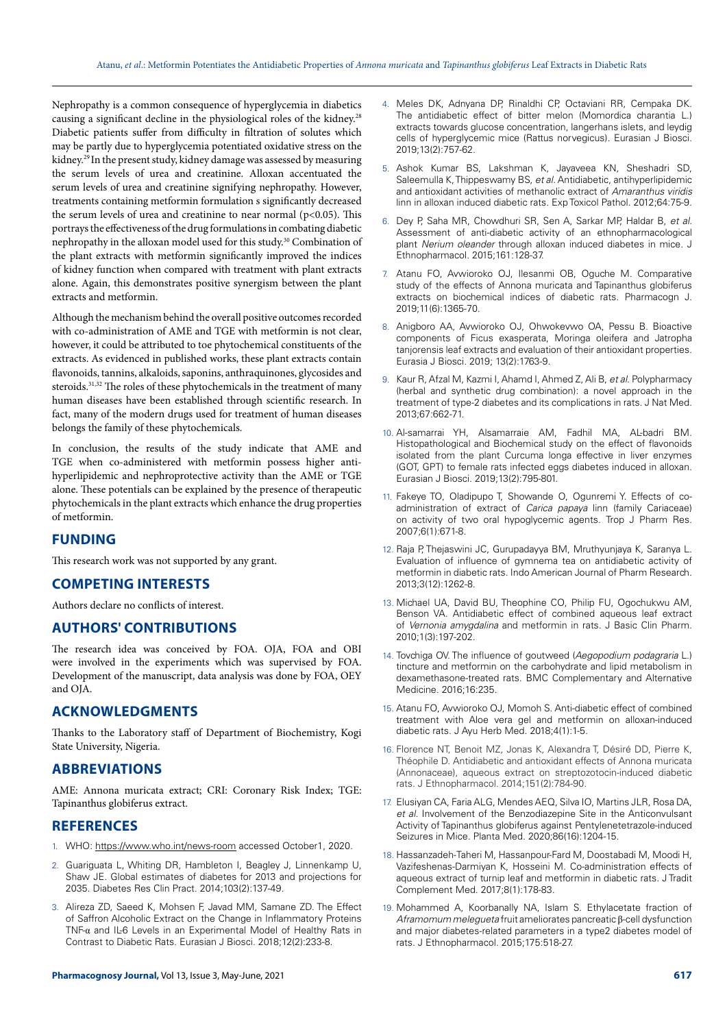Nephropathy is a common consequence of hyperglycemia in diabetics causing a significant decline in the physiological roles of the kidney.[28] Diabetic patients suffer from difficulty in filtration of solutes which may be partly due to hyperglycemia potentiated oxidative stress on the kidney.[29] In the present study, kidney damage was assessed by measuring the serum levels of urea and creatinine. Alloxan accentuated the serum levels of urea and creatinine signifying nephropathy. However, treatments containing metformin formulation s significantly decreased the serum levels of urea and creatinine to near normal ($p<0.05$). This portrays the effectiveness of the drug formulations in combating diabetic nephropathy in the alloxan model used for this study.[30] Combination of the plant extracts with metformin significantly improved the indices of kidney function when compared with treatment with plant extracts alone. Again, this demonstrates positive synergism between the plant extracts and metformin.

Although the mechanism behind the overall positive outcomes recorded with co-administration of AME and TGE with metformin is not clear, however, it could be attributed to toe phytochemical constituents of the extracts. As evidenced in published works, these plant extracts contain flavonoids, tannins, alkaloids, saponins, anthraquinones, glycosides and steroids.[31,32] The roles of these phytochemicals in the treatment of many human diseases have been established through scientific research. In fact, many of the modern drugs used for treatment of human diseases belongs the family of these phytochemicals.

In conclusion, the results of the study indicate that AME and TGE when co-administered with metformin possess higher anti-hyperlipidemic and nephroprotective activity than the AME or TGE alone. These potentials can be explained by the presence of therapeutic phytochemicals in the plant extracts which enhance the drug properties of metformin.

## FUNDING

This research work was not supported by any grant.

## COMPETING INTERESTS

Authors declare no conflicts of interest.

## AUTHORS' CONTRIBUTIONS

The research idea was conceived by FOA. OJA, FOA and OBI were involved in the experiments which was supervised by FOA. Development of the manuscript, data analysis was done by FOA, OEY and OJA.

## ACKNOWLEDGMENTS

Thanks to the Laboratory staff of Department of Biochemistry, Kogi State University, Nigeria.

## ABBREVIATIONS

AME: Annona muricata extract; CRI: Coronary Risk Index; TGE: Tapinanthus globiferus extract.

## REFERENCES

1. WHO: https://www.who.int/news-room accessed October1, 2020.
2. Guariguata L, Whiting DR, Hambleton I, Beagley J, Linnenkamp U, Shaw JE. Global estimates of diabetes for 2013 and projections for 2035. Diabetes Res Clin Pract. 2014;103(2):137-49.
3. Alireza ZD, Saeed K, Mohsen F, Javad MM, Samane ZD. The Effect of Saffron Alcoholic Extract on the Change in Inflammatory Proteins TNF-α and IL-6 Levels in an Experimental Model of Healthy Rats in Contrast to Diabetic Rats. Eurasian J Biosci. 2018;12(2):233-8.
4. Meles DK, Adnyana DP, Rinaldhi CP, Octaviani RR, Cempaka DK. The antidiabetic effect of bitter melon (Momordica charantia L.) extracts towards glucose concentration, langerhans islets, and leydig cells of hyperglycemic mice (Rattus norvegicus). Eurasian J Biosci. 2019;13(2):757-62.
5. Ashok Kumar BS, Lakshman K, Jayaveea KN, Sheshadri SD, Saleemulla K, Thippeswamy BS, *et al.* Antidiabetic, antihyperlipidemic and antioxidant activities of methanolic extract of *Amaranthus viridis* linn in alloxan induced diabetic rats. Exp Toxicol Pathol. 2012;64:75-9.
6. Dey P, Saha MR, Chowdhuri SR, Sen A, Sarkar MP, Haldar B, *et al.* Assessment of anti-diabetic activity of an ethnopharmacological plant *Nerium oleander* through alloxan induced diabetes in mice. J Ethnopharmacol. 2015;161:128-37.
7. Atanu FO, Avwioroko OJ, Ilesanmi OB, Oguche M. Comparative study of the effects of Annona muricata and Tapinanthus globiferus extracts on biochemical indices of diabetic rats. Pharmacogn J. 2019;11(6):1365-70.
8. Anigboro AA, Avwioroko OJ, Ohwokevwo OA, Pessu B. Bioactive components of Ficus exasperata, Moringa oleifera and Jatropha tanjorensis leaf extracts and evaluation of their antioxidant properties. Eurasia J Biosci. 2019; 13(2):1763-9.
9. Kaur R, Afzal M, Kazmi I, Ahamd I, Ahmed Z, Ali B, *et al.* Polypharmacy (herbal and synthetic drug combination): a novel approach in the treatment of type-2 diabetes and its complications in rats. J Nat Med. 2013;67:662-71.
10. Al-samarrai YH, Alsamarraie AM, Fadhil MA, AL-badri BM. Histopathological and Biochemical study on the effect of flavonoids isolated from the plant Curcuma longa effective in liver enzymes (GOT, GPT) to female rats infected eggs diabetes induced in alloxan. Eurasian J Biosci. 2019;13(2):795-801.
11. Fakeye TO, Oladipupo T, Showande O, Ogunremi Y. Effects of co-administration of extract of *Carica papaya* linn (family Cariaceae) on activity of two oral hypoglycemic agents. Trop J Pharm Res. 2007;6(1):671-8.
12. Raja P, Thejaswini JC, Gurupadayya BM, Mruthyunjaya K, Saranya L. Evaluation of influence of gymnema tea on antidiabetic activity of metformin in diabetic rats. Indo American Journal of Pharm Research. 2013;3(12):1262-8.
13. Michael UA, David BU, Theophine CO, Philip FU, Ogochukwu AM, Benson VA. Antidiabetic effect of combined aqueous leaf extract of *Vernonia amygdalina* and metformin in rats. J Basic Clin Pharm. 2010;1(3):197-202.
14. Tovchiga OV. The influence of goutweed (*Aegopodium podagraria* L.) tincture and metformin on the carbohydrate and lipid metabolism in dexamethasone-treated rats. BMC Complementary and Alternative Medicine. 2016;16:235.
15. Atanu FO, Avwioroko OJ, Momoh S. Anti-diabetic effect of combined treatment with Aloe vera gel and metformin on alloxan-induced diabetic rats. J Ayu Herb Med. 2018;4(1):1-5.
16. Florence NT, Benoit MZ, Jonas K, Alexandra T, Désiré DD, Pierre K, Théophile D. Antidiabetic and antioxidant effects of Annona muricata (Annonaceae), aqueous extract on streptozotocin-induced diabetic rats. J Ethnopharmacol. 2014;151(2):784-90.
17. Elusiyan CA, Faria ALG, Mendes AEQ, Silva IO, Martins JLR, Rosa DA, *et al.* Involvement of the Benzodiazepine Site in the Anticonvulsant Activity of Tapinanthus globiferus against Pentylenetetrazole-induced Seizures in Mice. Planta Med. 2020;86(16):1204-15.
18. Hassanzadeh-Taheri M, Hassanpour-Fard M, Doostabadi M, Moodi H, Vazifeshenas-Darmiyan K, Hosseini M. Co-administration effects of aqueous extract of turnip leaf and metformin in diabetic rats. J Tradit Complement Med. 2017;8(1):178-83.
19. Mohammed A, Koorbanally NA, Islam S. Ethylacetate fraction of *Aframomum melegueta* fruit ameliorates pancreatic β-cell dysfunction and major diabetes-related parameters in a type2 diabetes model of rats. J Ethnopharmacol. 2015;175:518-27.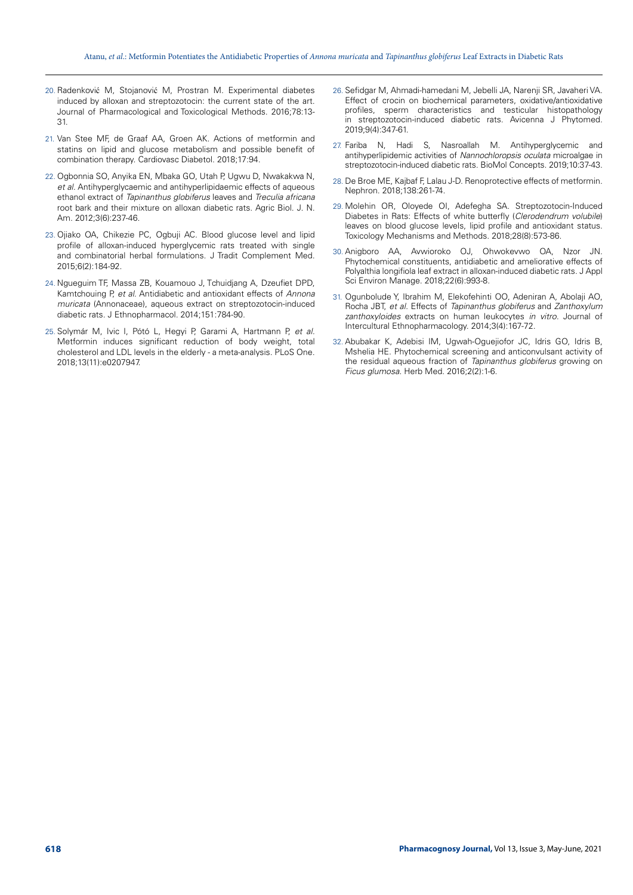20. Radenković M, Stojanović M, Prostran M. Experimental diabetes induced by alloxan and streptozotocin: the current state of the art. Journal of Pharmacological and Toxicological Methods. 2016;78:13-31.

21. Van Stee MF, de Graaf AA, Groen AK. Actions of metformin and statins on lipid and glucose metabolism and possible benefit of combination therapy. Cardiovasc Diabetol. 2018;17:94.

22. Ogbonnia SO, Anyika EN, Mbaka GO, Utah P, Ugwu D, Nwakakwa N, *et al*. Antihyperglycaemic and antihyperlipidaemic effects of aqueous ethanol extract of *Tapinanthus globiferus* leaves and *Treculia africana* root bark and their mixture on alloxan diabetic rats. Agric Biol. J. N. Am. 2012;3(6):237-46.

23. Ojiako OA, Chikezie PC, Ogbuji AC. Blood glucose level and lipid profile of alloxan-induced hyperglycemic rats treated with single and combinatorial herbal formulations. J Tradit Complement Med. 2015;6(2):184-92.

24. Ngueguim TF, Massa ZB, Kouamouo J, Tchuidjang A, Dzeufiet DPD, Kamtchouing P, *et al*. Antidiabetic and antioxidant effects of *Annona muricata* (Annonaceae), aqueous extract on streptozotocin-induced diabetic rats. J Ethnopharmacol. 2014;151:784-90.

25. Solymár M, Ivic I, Pótó L, Hegyi P, Garami A, Hartmann P, *et al*. Metformin induces significant reduction of body weight, total cholesterol and LDL levels in the elderly - a meta-analysis. PLoS One. 2018;13(11):e0207947.

26. Sefidgar M, Ahmadi-hamedani M, Jebelli JA, Narenji SR, Javaheri VA. Effect of crocin on biochemical parameters, oxidative/antioxidative profiles, sperm characteristics and testicular histopathology in streptozotocin-induced diabetic rats. Avicenna J Phytomed. 2019;9(4):347-61.

27. Fariba N, Hadi S, Nasroallah M. Antihyperglycemic and antihyperlipidemic activities of *Nannochloropsis oculata* microalgae in streptozotocin-induced diabetic rats. BioMol Concepts. 2019;10:37-43.

28. De Broe ME, Kajbaf F, Lalau J-D. Renoprotective effects of metformin. Nephron. 2018;138:261-74.

29. Molehin OR, Oloyede OI, Adefegha SA. Streptozotocin-Induced Diabetes in Rats: Effects of white butterfly (*Clerodendrum volubile*) leaves on blood glucose levels, lipid profile and antioxidant status. Toxicology Mechanisms and Methods. 2018;28(8):573-86.

30. Anigboro AA, Avwioroko OJ, Ohwokevwo OA, Nzor JN. Phytochemical constituents, antidiabetic and ameliorative effects of Polyalthia longifiola leaf extract in alloxan-induced diabetic rats. J Appl Sci Environ Manage. 2018;22(6):993-8.

31. Ogunbolude Y, Ibrahim M, Elekofehinti OO, Adeniran A, Abolaji AO, Rocha JBT, *et al*. Effects of *Tapinanthus globiferus* and *Zanthoxylum zanthoxyloides* extracts on human leukocytes *in vitro*. Journal of Intercultural Ethnopharmacology. 2014;3(4):167-72.

32. Abubakar K, Adebisi IM, Ugwah-Oguejiofor JC, Idris GO, Idris B, Mshelia HE. Phytochemical screening and anticonvulsant activity of the residual aqueous fraction of *Tapinanthus globiferus* growing on *Ficus glumosa*. Herb Med. 2016;2(2):1-6.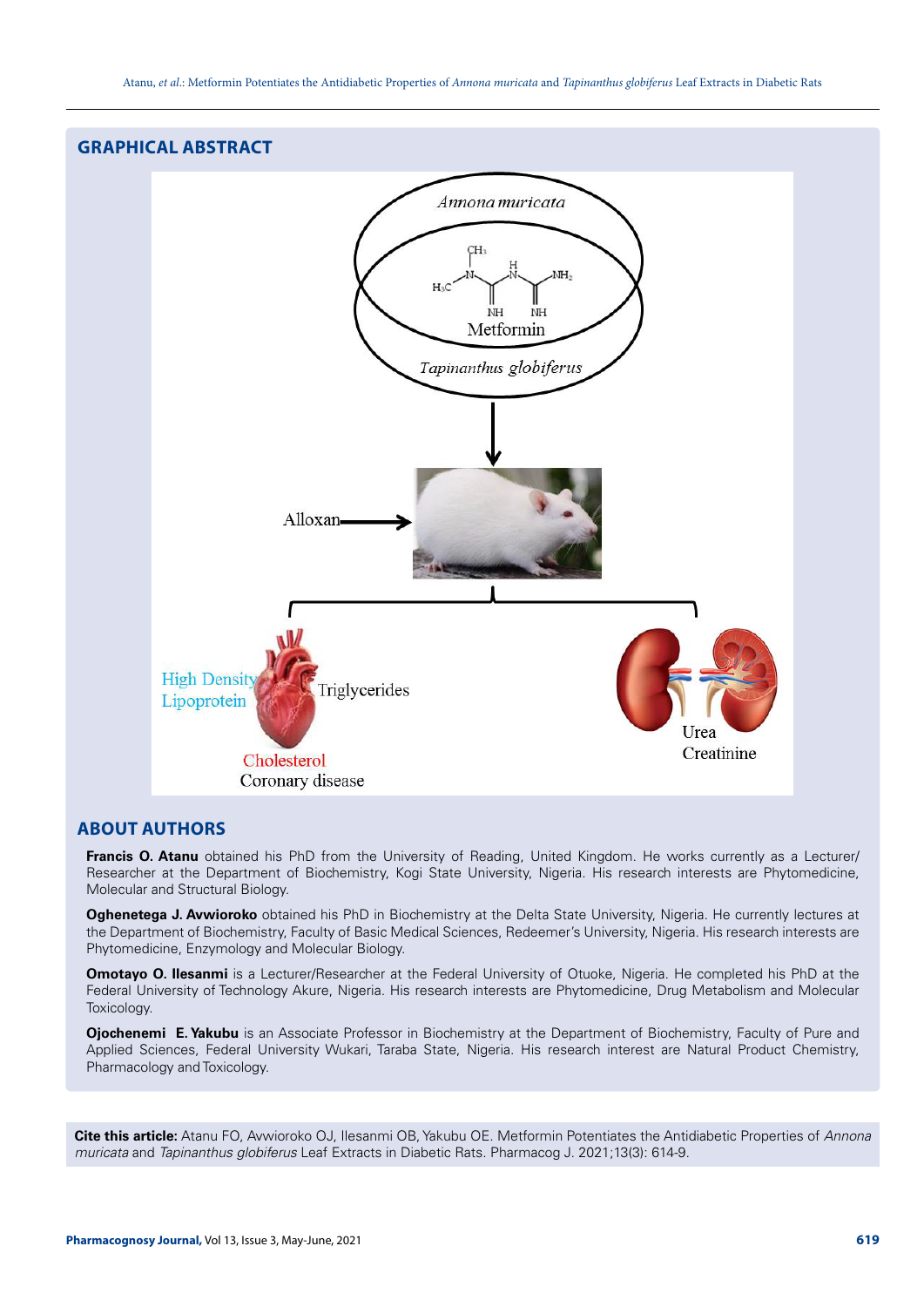## GRAPHICAL ABSTRACT

Annona muricata

Metformin

Tapinanthus globiferus

Alloxan

High Density Lipoprotein

Triglycerides

Cholesterol

Coronary disease

Urea

Creatinine

## ABOUT AUTHORS

**Francis O. Atanu** obtained his PhD from the University of Reading, United Kingdom. He works currently as a Lecturer/Researcher at the Department of Biochemistry, Kogi State University, Nigeria. His research interests are Phytomedicine, Molecular and Structural Biology.

**Oghenetega J. Avwioroko** obtained his PhD in Biochemistry at the Delta State University, Nigeria. He currently lectures at the Department of Biochemistry, Faculty of Basic Medical Sciences, Redeemer's University, Nigeria. His research interests are Phytomedicine, Enzymology and Molecular Biology.

**Omotayo O. Ilesanmi** is a Lecturer/Researcher at the Federal University of Otuoke, Nigeria. He completed his PhD at the Federal University of Technology Akure, Nigeria. His research interests are Phytomedicine, Drug Metabolism and Molecular Toxicology.

**Ojochenemi E. Yakubu** is an Associate Professor in Biochemistry at the Department of Biochemistry, Faculty of Pure and Applied Sciences, Federal University Wukari, Taraba State, Nigeria. His research interest are Natural Product Chemistry, Pharmacology and Toxicology.

**Cite this article:** Atanu FO, Avwioroko OJ, Ilesanmi OB, Yakubu OE. Metformin Potentiates the Antidiabetic Properties of *Annona muricata* and *Tapinanthus globiferus* Leaf Extracts in Diabetic Rats. Pharmacog J. 2021;13(3): 614-9.